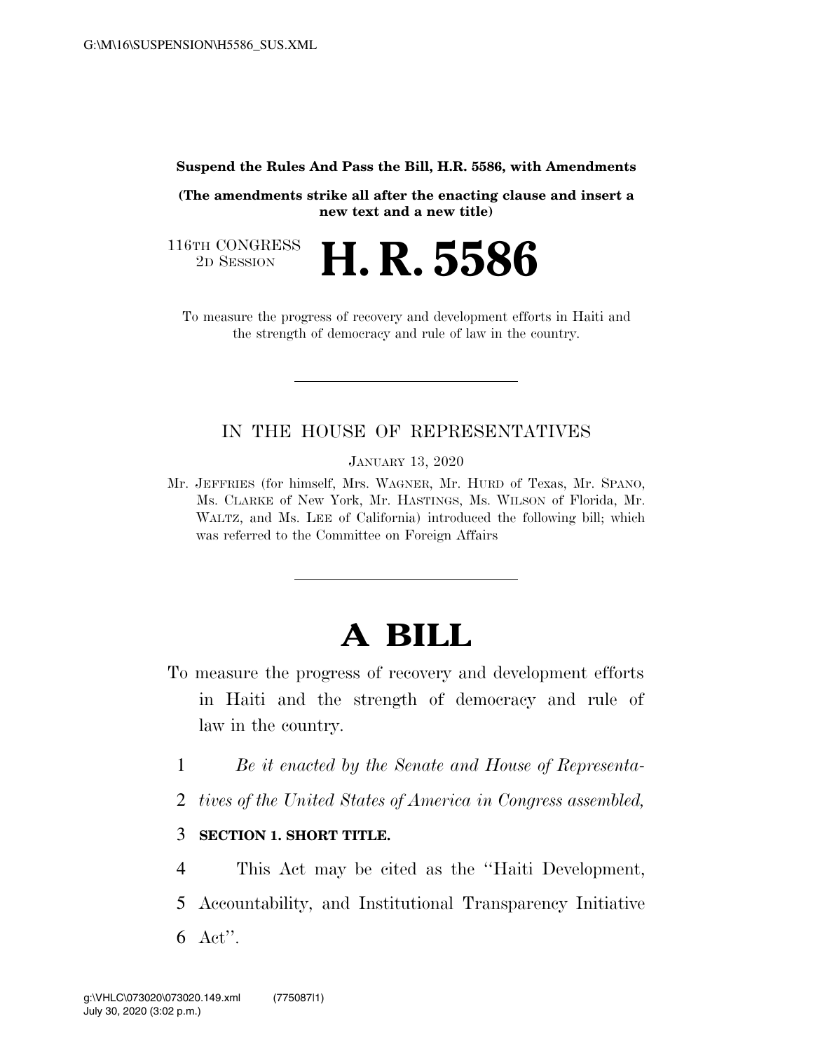**Suspend the Rules And Pass the Bill, H.R. 5586, with Amendments**

**(The amendments strike all after the enacting clause and insert a new text and a new title)**

116TH CONGRESS
2D SESSION

# H. R. 5586

To measure the progress of recovery and development efforts in Haiti and the strength of democracy and rule of law in the country.

---

IN THE HOUSE OF REPRESENTATIVES

JANUARY 13, 2020

Mr. JEFFRIES (for himself, Mrs. WAGNER, Mr. HURD of Texas, Mr. SPANO, Ms. CLARKE of New York, Mr. HASTINGS, Ms. WILSON of Florida, Mr. WALTZ, and Ms. LEE of California) introduced the following bill; which was referred to the Committee on Foreign Affairs

---

# A BILL

To measure the progress of recovery and development efforts in Haiti and the strength of democracy and rule of law in the country.

1 *Be it enacted by the Senate and House of Representa-*
2 *tives of the United States of America in Congress assembled,*

3 **SECTION 1. SHORT TITLE.**

4 This Act may be cited as the ''Haiti Development,
5 Accountability, and Institutional Transparency Initiative
6 Act''.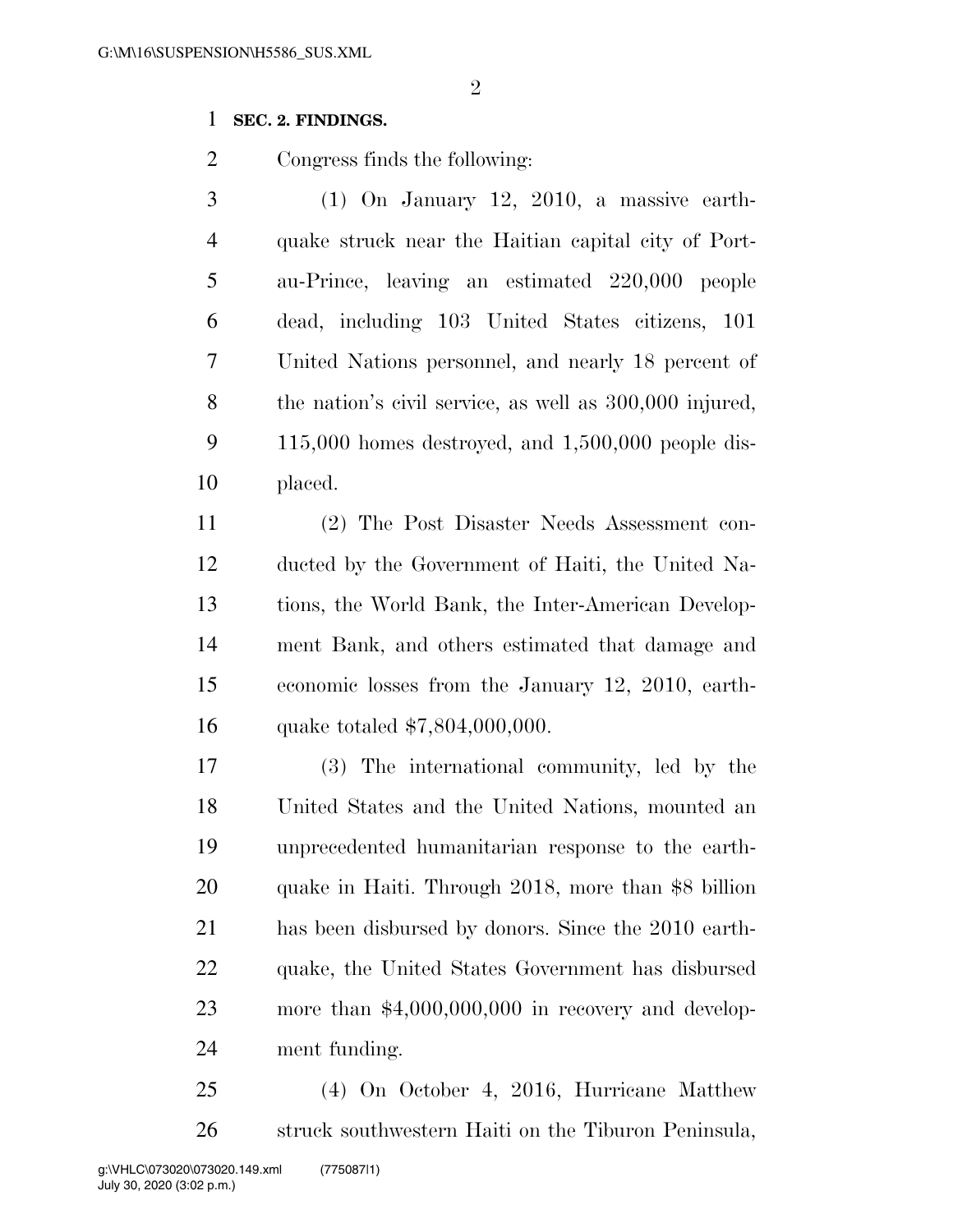**SEC. 2. FINDINGS.**

Congress finds the following:

(1) On January 12, 2010, a massive earthquake struck near the Haitian capital city of Port-au-Prince, leaving an estimated 220,000 people dead, including 103 United States citizens, 101 United Nations personnel, and nearly 18 percent of the nation's civil service, as well as 300,000 injured, 115,000 homes destroyed, and 1,500,000 people displaced.

(2) The Post Disaster Needs Assessment conducted by the Government of Haiti, the United Nations, the World Bank, the Inter-American Development Bank, and others estimated that damage and economic losses from the January 12, 2010, earthquake totaled $7,804,000,000.

(3) The international community, led by the United States and the United Nations, mounted an unprecedented humanitarian response to the earthquake in Haiti. Through 2018, more than $8 billion has been disbursed by donors. Since the 2010 earthquake, the United States Government has disbursed more than $4,000,000,000 in recovery and development funding.

(4) On October 4, 2016, Hurricane Matthew struck southwestern Haiti on the Tiburon Peninsula,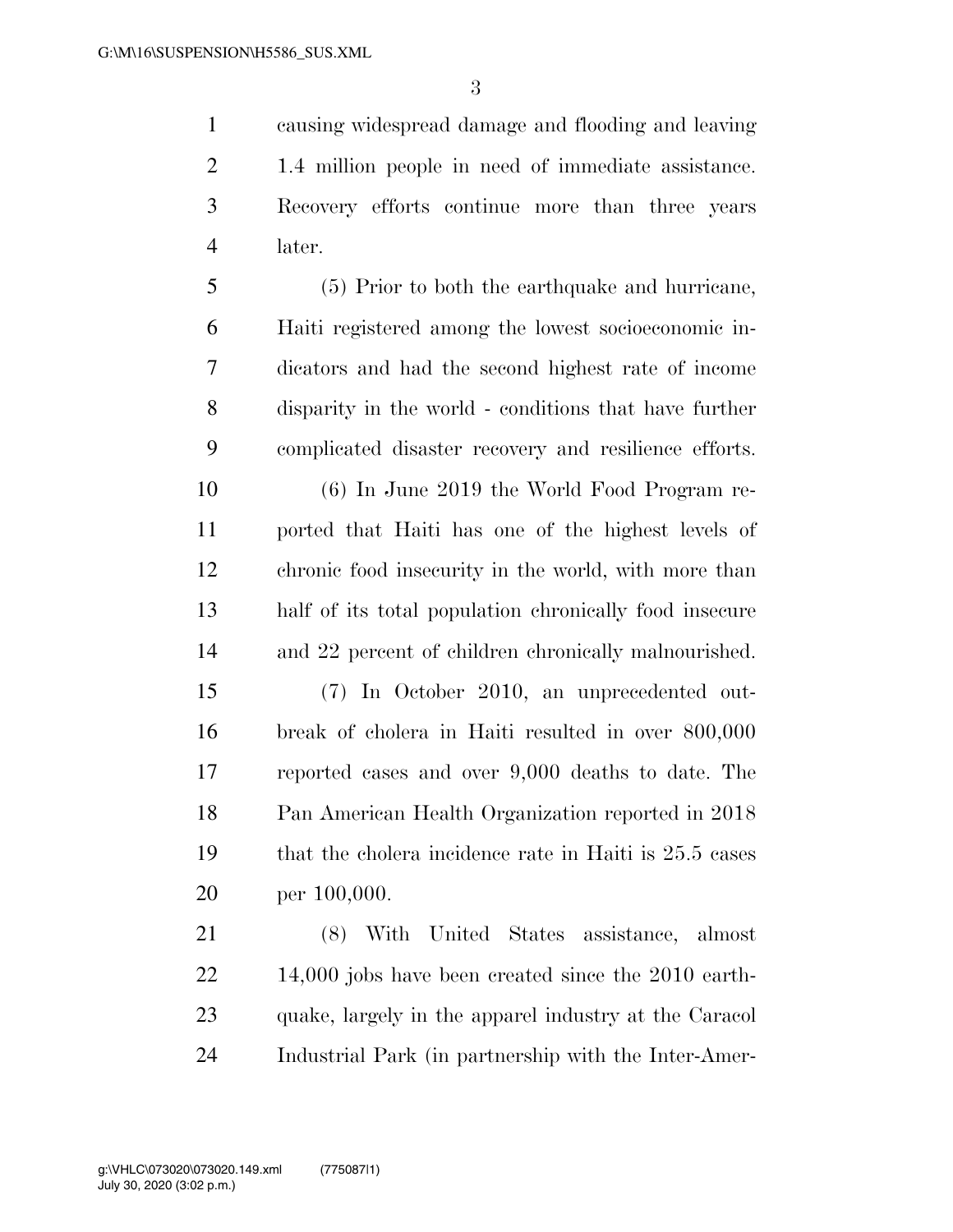causing widespread damage and flooding and leaving 1.4 million people in need of immediate assistance. Recovery efforts continue more than three years later.

(5) Prior to both the earthquake and hurricane, Haiti registered among the lowest socioeconomic indicators and had the second highest rate of income disparity in the world - conditions that have further complicated disaster recovery and resilience efforts.

(6) In June 2019 the World Food Program reported that Haiti has one of the highest levels of chronic food insecurity in the world, with more than half of its total population chronically food insecure and 22 percent of children chronically malnourished.

(7) In October 2010, an unprecedented outbreak of cholera in Haiti resulted in over 800,000 reported cases and over 9,000 deaths to date. The Pan American Health Organization reported in 2018 that the cholera incidence rate in Haiti is 25.5 cases per 100,000.

(8) With United States assistance, almost 14,000 jobs have been created since the 2010 earthquake, largely in the apparel industry at the Caracol Industrial Park (in partnership with the Inter-Amer-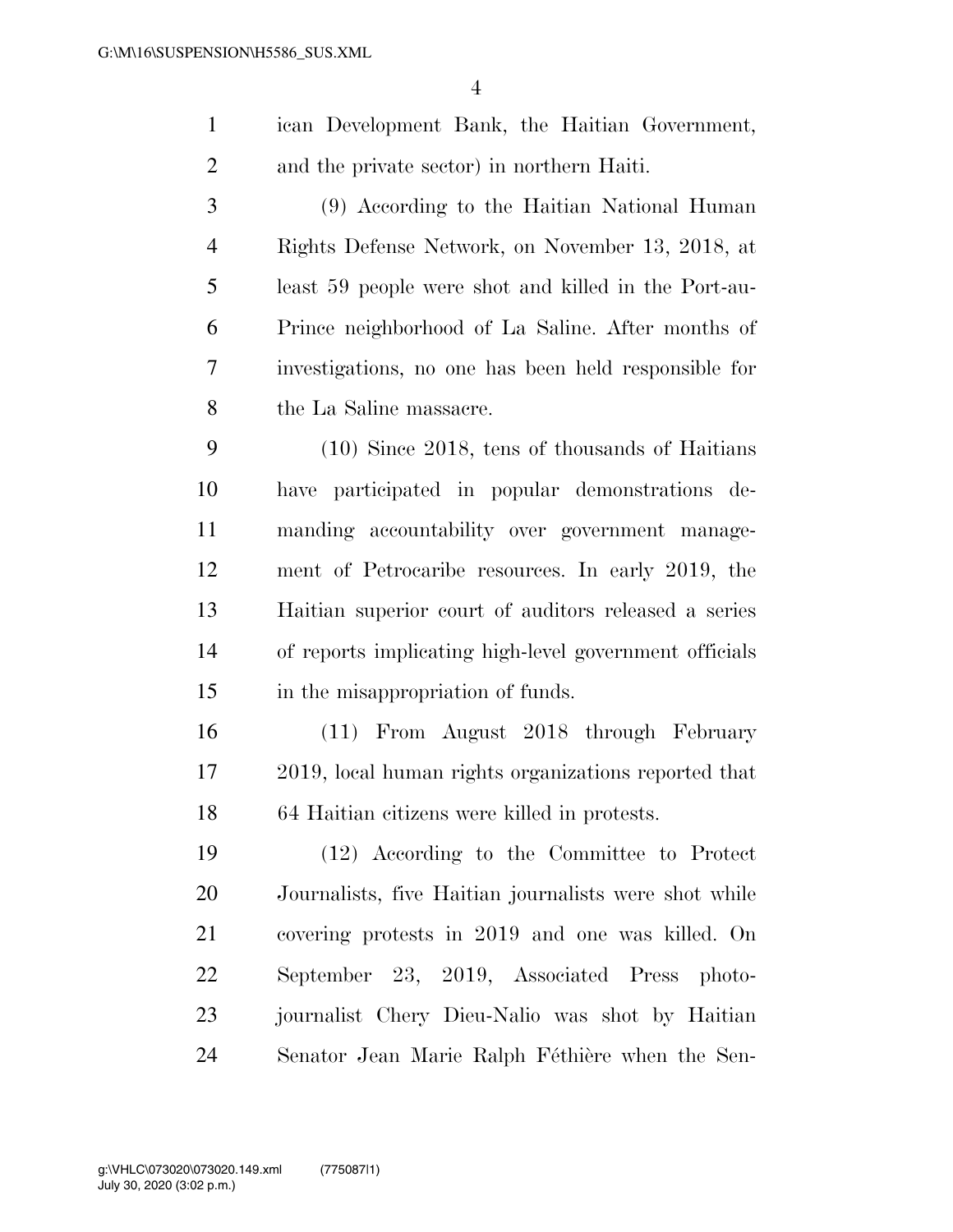ican Development Bank, the Haitian Government, and the private sector) in northern Haiti.

(9) According to the Haitian National Human Rights Defense Network, on November 13, 2018, at least 59 people were shot and killed in the Port-au-Prince neighborhood of La Saline. After months of investigations, no one has been held responsible for the La Saline massacre.

(10) Since 2018, tens of thousands of Haitians have participated in popular demonstrations demanding accountability over government management of Petrocaribe resources. In early 2019, the Haitian superior court of auditors released a series of reports implicating high-level government officials in the misappropriation of funds.

(11) From August 2018 through February 2019, local human rights organizations reported that 64 Haitian citizens were killed in protests.

(12) According to the Committee to Protect Journalists, five Haitian journalists were shot while covering protests in 2019 and one was killed. On September 23, 2019, Associated Press photojournalist Chery Dieu-Nalio was shot by Haitian Senator Jean Marie Ralph Féthière when the Sen-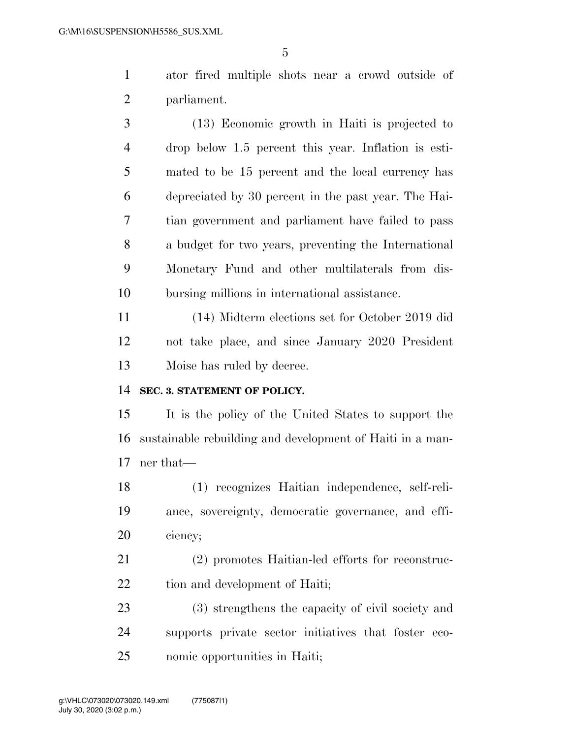ator fired multiple shots near a crowd outside of parliament.

(13) Economic growth in Haiti is projected to drop below 1.5 percent this year. Inflation is estimated to be 15 percent and the local currency has depreciated by 30 percent in the past year. The Haitian government and parliament have failed to pass a budget for two years, preventing the International Monetary Fund and other multilaterals from disbursing millions in international assistance.

(14) Midterm elections set for October 2019 did not take place, and since January 2020 President Moise has ruled by decree.

**SEC. 3. STATEMENT OF POLICY.**

It is the policy of the United States to support the sustainable rebuilding and development of Haiti in a manner that—

(1) recognizes Haitian independence, self-reliance, sovereignty, democratic governance, and efficiency;

(2) promotes Haitian-led efforts for reconstruction and development of Haiti;

(3) strengthens the capacity of civil society and supports private sector initiatives that foster economic opportunities in Haiti;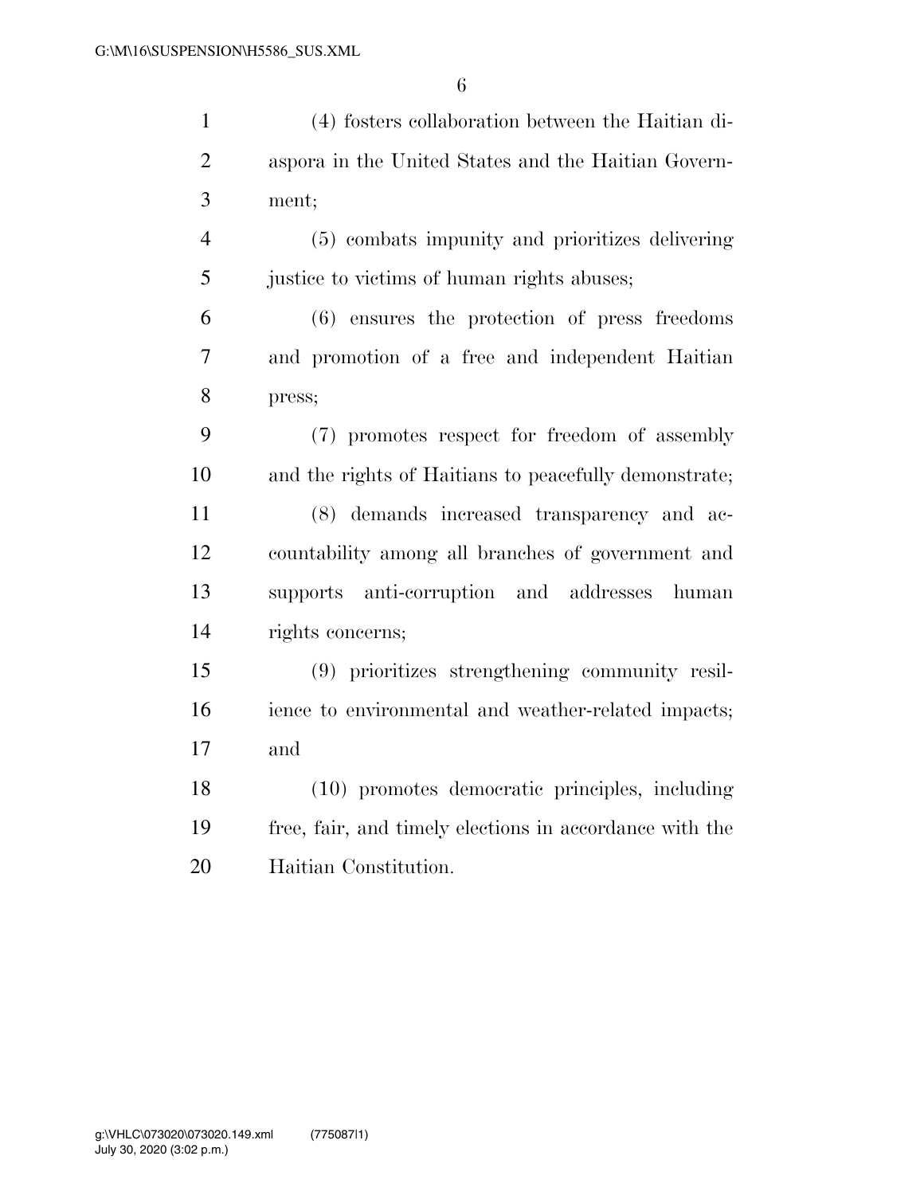(4) fosters collaboration between the Haitian diaspora in the United States and the Haitian Government;

(5) combats impunity and prioritizes delivering justice to victims of human rights abuses;

(6) ensures the protection of press freedoms and promotion of a free and independent Haitian press;

(7) promotes respect for freedom of assembly and the rights of Haitians to peacefully demonstrate;

(8) demands increased transparency and accountability among all branches of government and supports anti-corruption and addresses human rights concerns;

(9) prioritizes strengthening community resilience to environmental and weather-related impacts; and

(10) promotes democratic principles, including free, fair, and timely elections in accordance with the Haitian Constitution.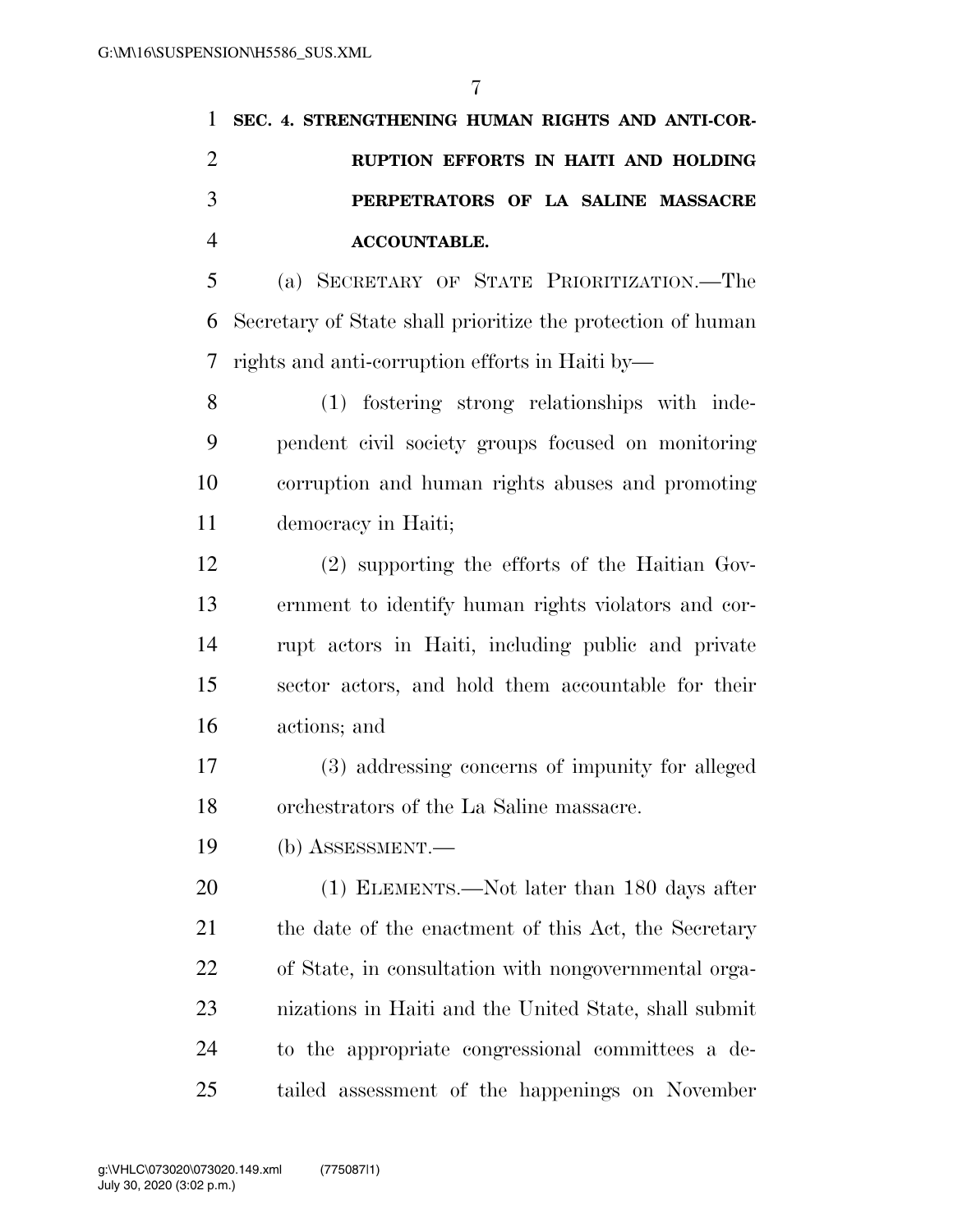**SEC. 4. STRENGTHENING HUMAN RIGHTS AND ANTI-CORRUPTION EFFORTS IN HAITI AND HOLDING PERPETRATORS OF LA SALINE MASSACRE ACCOUNTABLE.**

(a) SECRETARY OF STATE PRIORITIZATION.—The Secretary of State shall prioritize the protection of human rights and anti-corruption efforts in Haiti by—

(1) fostering strong relationships with independent civil society groups focused on monitoring corruption and human rights abuses and promoting democracy in Haiti;

(2) supporting the efforts of the Haitian Government to identify human rights violators and corrupt actors in Haiti, including public and private sector actors, and hold them accountable for their actions; and

(3) addressing concerns of impunity for alleged orchestrators of the La Saline massacre.

(b) ASSESSMENT.—

(1) ELEMENTS.—Not later than 180 days after the date of the enactment of this Act, the Secretary of State, in consultation with nongovernmental organizations in Haiti and the United State, shall submit to the appropriate congressional committees a detailed assessment of the happenings on November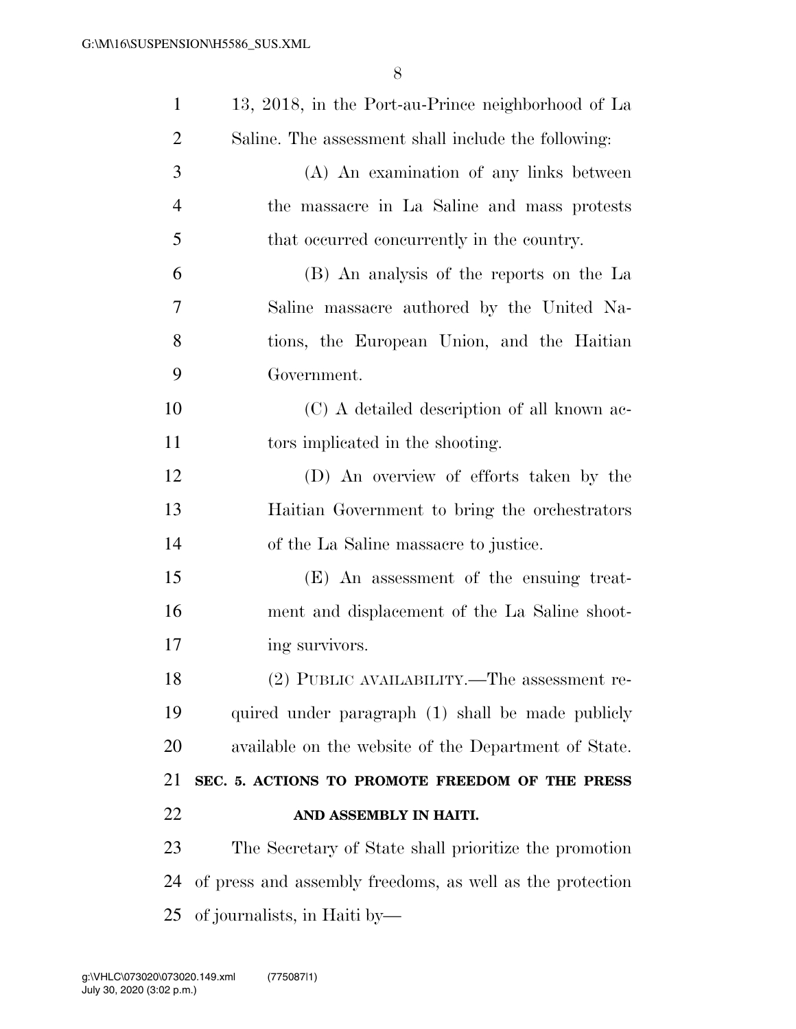13, 2018, in the Port-au-Prince neighborhood of La Saline. The assessment shall include the following:

(A) An examination of any links between the massacre in La Saline and mass protests that occurred concurrently in the country.

(B) An analysis of the reports on the La Saline massacre authored by the United Nations, the European Union, and the Haitian Government.

(C) A detailed description of all known actors implicated in the shooting.

(D) An overview of efforts taken by the Haitian Government to bring the orchestrators of the La Saline massacre to justice.

(E) An assessment of the ensuing treatment and displacement of the La Saline shooting survivors.

(2) PUBLIC AVAILABILITY.—The assessment required under paragraph (1) shall be made publicly available on the website of the Department of State.

## SEC. 5. ACTIONS TO PROMOTE FREEDOM OF THE PRESS AND ASSEMBLY IN HAITI.

The Secretary of State shall prioritize the promotion of press and assembly freedoms, as well as the protection of journalists, in Haiti by—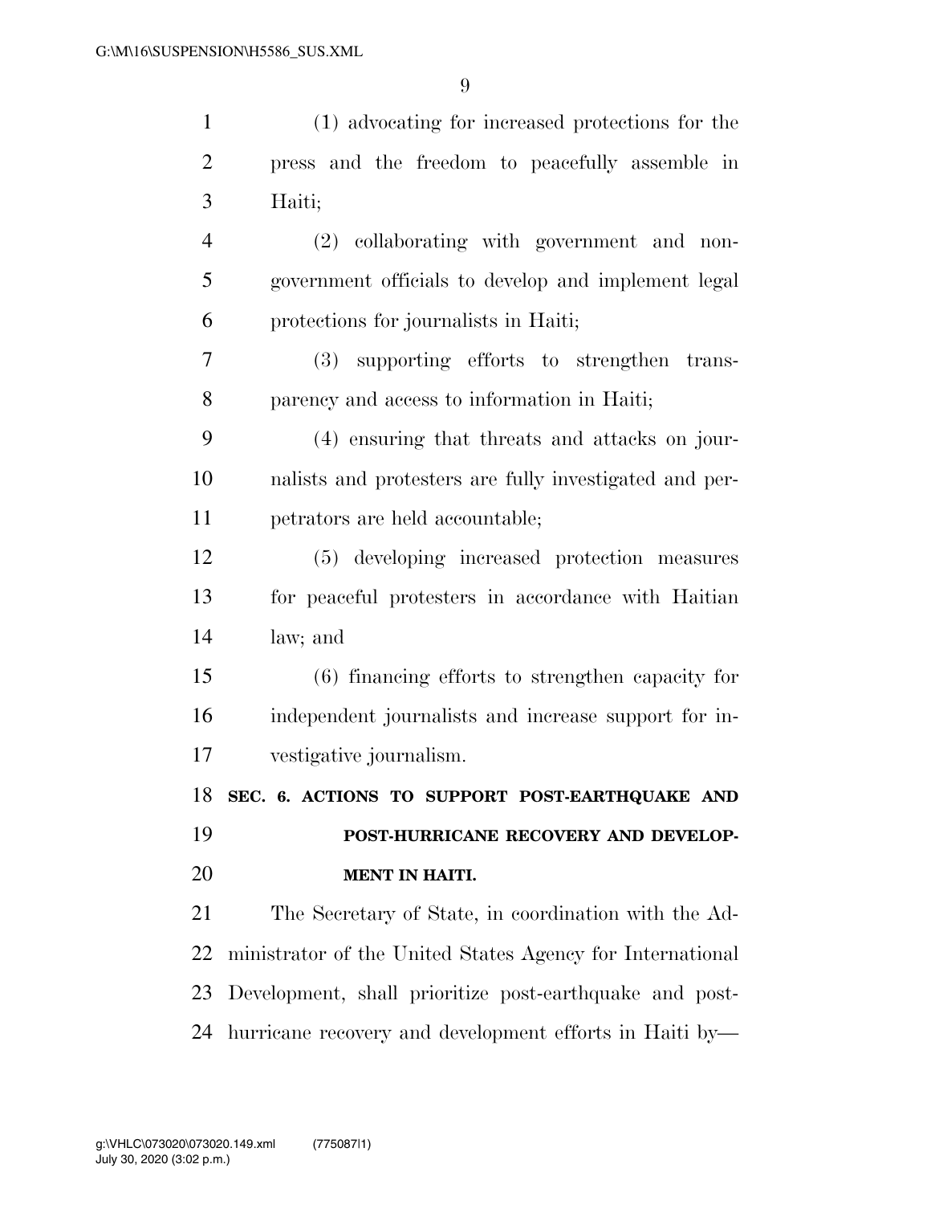(1) advocating for increased protections for the press and the freedom to peacefully assemble in Haiti;

(2) collaborating with government and non-government officials to develop and implement legal protections for journalists in Haiti;

(3) supporting efforts to strengthen transparency and access to information in Haiti;

(4) ensuring that threats and attacks on journalists and protesters are fully investigated and perpetrators are held accountable;

(5) developing increased protection measures for peaceful protesters in accordance with Haitian law; and

(6) financing efforts to strengthen capacity for independent journalists and increase support for investigative journalism.

## SEC. 6. ACTIONS TO SUPPORT POST-EARTHQUAKE AND POST-HURRICANE RECOVERY AND DEVELOPMENT IN HAITI.

The Secretary of State, in coordination with the Administrator of the United States Agency for International Development, shall prioritize post-earthquake and post-hurricane recovery and development efforts in Haiti by—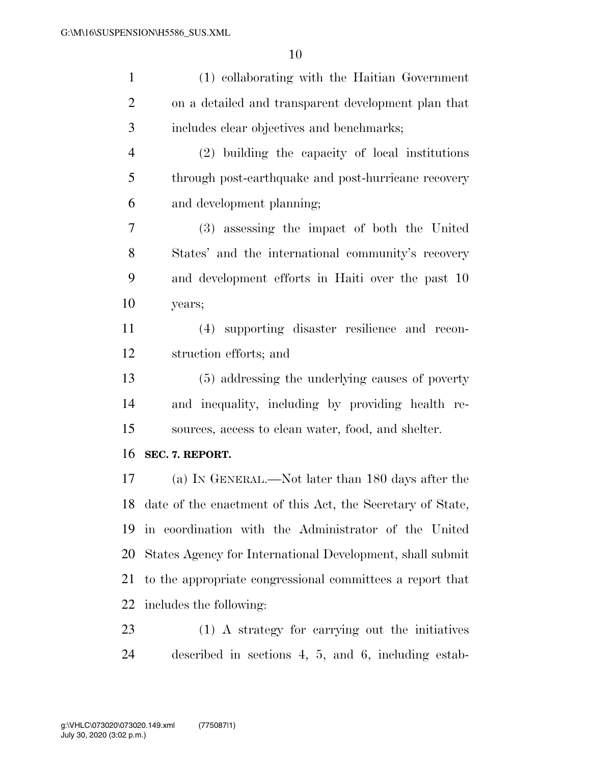(1) collaborating with the Haitian Government on a detailed and transparent development plan that includes clear objectives and benchmarks;

(2) building the capacity of local institutions through post-earthquake and post-hurricane recovery and development planning;

(3) assessing the impact of both the United States' and the international community's recovery and development efforts in Haiti over the past 10 years;

(4) supporting disaster resilience and reconstruction efforts; and

(5) addressing the underlying causes of poverty and inequality, including by providing health resources, access to clean water, food, and shelter.

**SEC. 7. REPORT.**

(a) IN GENERAL.—Not later than 180 days after the date of the enactment of this Act, the Secretary of State, in coordination with the Administrator of the United States Agency for International Development, shall submit to the appropriate congressional committees a report that includes the following:

(1) A strategy for carrying out the initiatives described in sections 4, 5, and 6, including estab-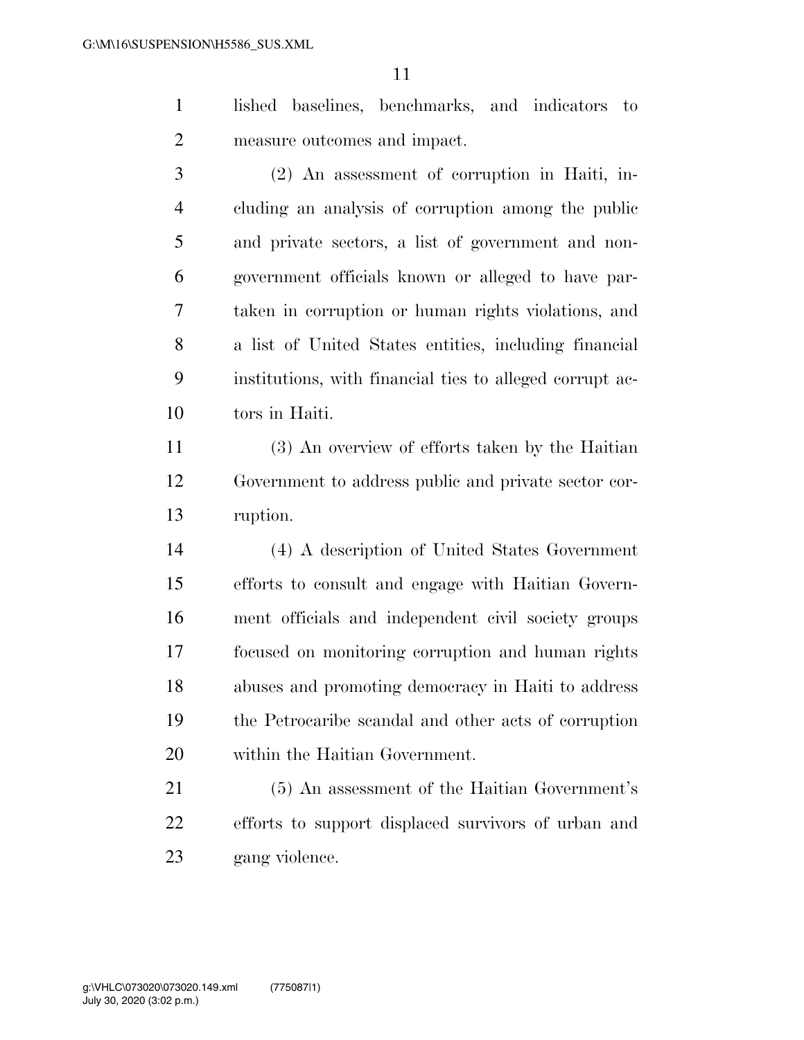lished baselines, benchmarks, and indicators to measure outcomes and impact.

(2) An assessment of corruption in Haiti, including an analysis of corruption among the public and private sectors, a list of government and non-government officials known or alleged to have partaken in corruption or human rights violations, and a list of United States entities, including financial institutions, with financial ties to alleged corrupt actors in Haiti.

(3) An overview of efforts taken by the Haitian Government to address public and private sector corruption.

(4) A description of United States Government efforts to consult and engage with Haitian Government officials and independent civil society groups focused on monitoring corruption and human rights abuses and promoting democracy in Haiti to address the Petrocaribe scandal and other acts of corruption within the Haitian Government.

(5) An assessment of the Haitian Government's efforts to support displaced survivors of urban and gang violence.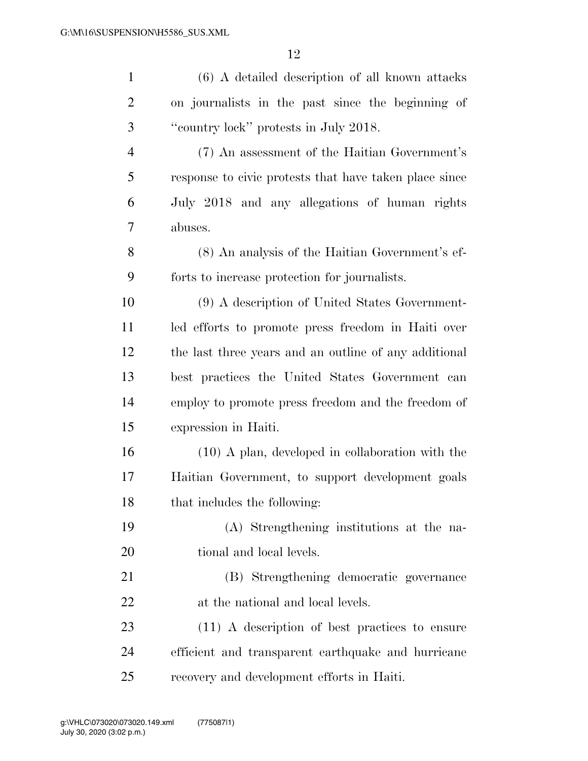(6) A detailed description of all known attacks on journalists in the past since the beginning of "country lock" protests in July 2018.

(7) An assessment of the Haitian Government's response to civic protests that have taken place since July 2018 and any allegations of human rights abuses.

(8) An analysis of the Haitian Government's efforts to increase protection for journalists.

(9) A description of United States Government-led efforts to promote press freedom in Haiti over the last three years and an outline of any additional best practices the United States Government can employ to promote press freedom and the freedom of expression in Haiti.

(10) A plan, developed in collaboration with the Haitian Government, to support development goals that includes the following:

(A) Strengthening institutions at the national and local levels.

(B) Strengthening democratic governance at the national and local levels.

(11) A description of best practices to ensure efficient and transparent earthquake and hurricane recovery and development efforts in Haiti.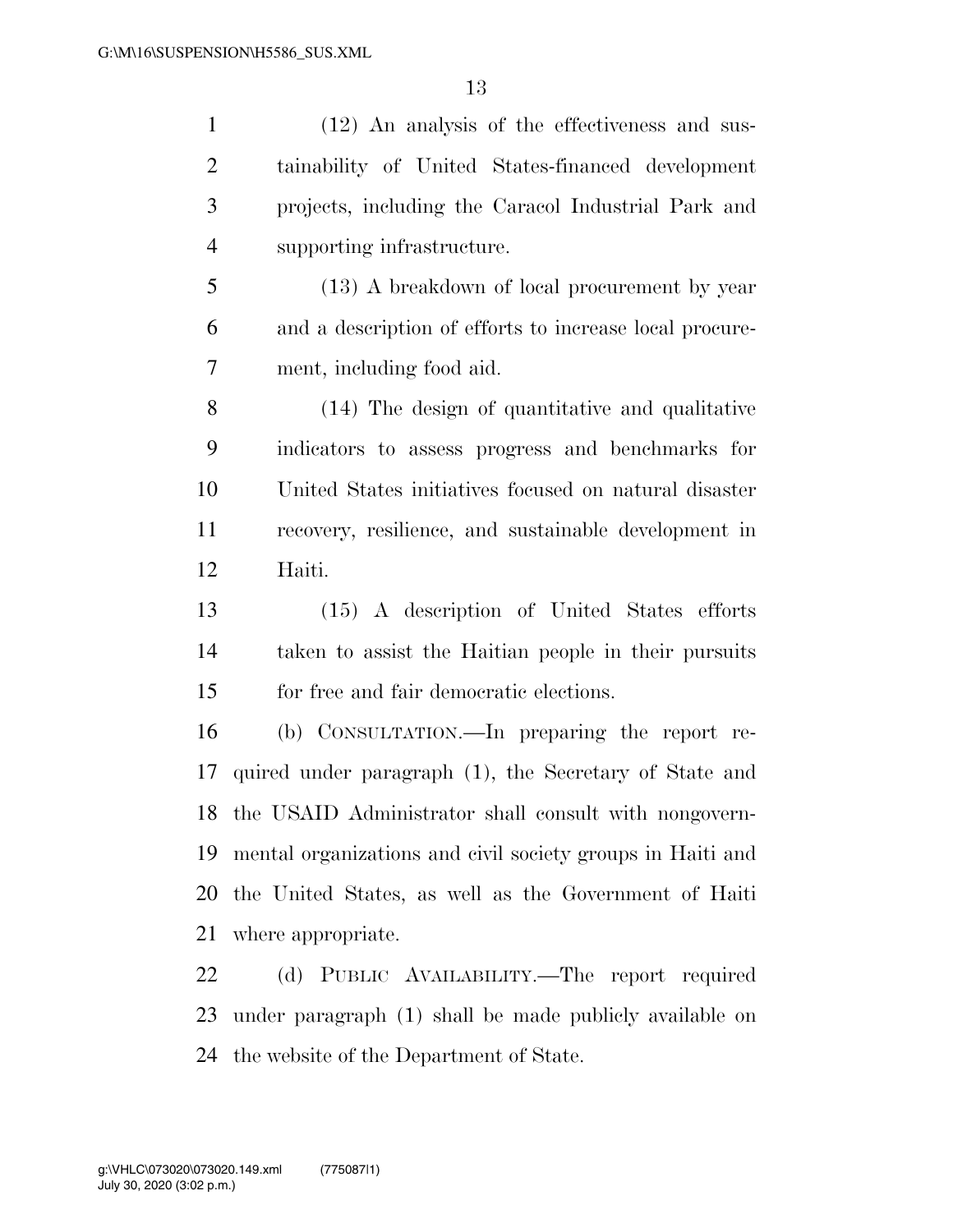(12) An analysis of the effectiveness and sustainability of United States-financed development projects, including the Caracol Industrial Park and supporting infrastructure.

(13) A breakdown of local procurement by year and a description of efforts to increase local procurement, including food aid.

(14) The design of quantitative and qualitative indicators to assess progress and benchmarks for United States initiatives focused on natural disaster recovery, resilience, and sustainable development in Haiti.

(15) A description of United States efforts taken to assist the Haitian people in their pursuits for free and fair democratic elections.

(b) CONSULTATION.—In preparing the report required under paragraph (1), the Secretary of State and the USAID Administrator shall consult with nongovernmental organizations and civil society groups in Haiti and the United States, as well as the Government of Haiti where appropriate.

(d) PUBLIC AVAILABILITY.—The report required under paragraph (1) shall be made publicly available on the website of the Department of State.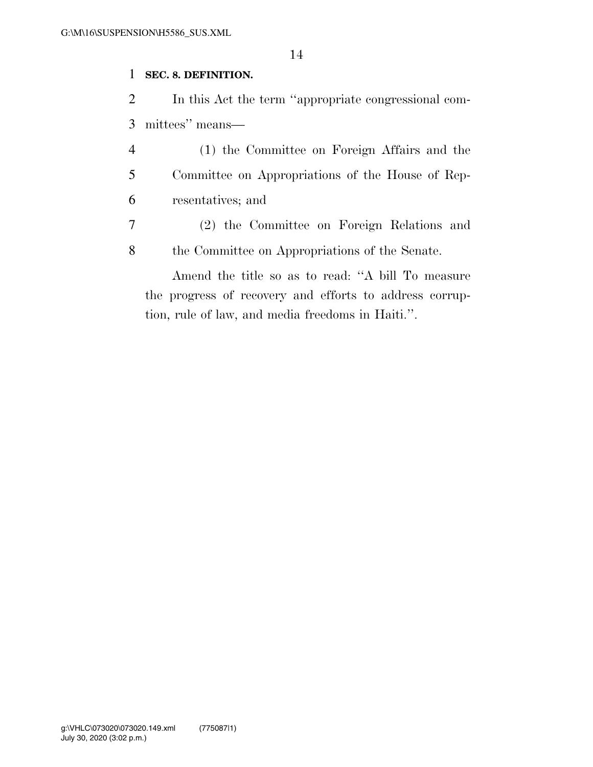**SEC. 8. DEFINITION.**

In this Act the term "appropriate congressional committees" means—

(1) the Committee on Foreign Affairs and the Committee on Appropriations of the House of Representatives; and

(2) the Committee on Foreign Relations and the Committee on Appropriations of the Senate.

Amend the title so as to read: "A bill To measure the progress of recovery and efforts to address corruption, rule of law, and media freedoms in Haiti.".